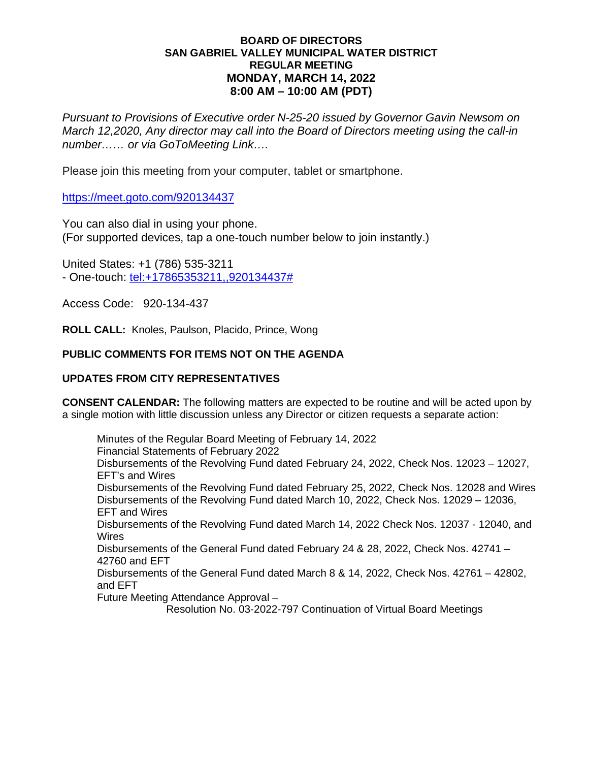**BOARD OF DIRECTORS**
**SAN GABRIEL VALLEY MUNICIPAL WATER DISTRICT**
**REGULAR MEETING**
**MONDAY, MARCH 14, 2022**
**8:00 AM – 10:00 AM (PDT)**

*Pursuant to Provisions of Executive order N-25-20 issued by Governor Gavin Newsom on March 12,2020, Any director may call into the Board of Directors meeting using the call-in number…… or via GoToMeeting Link….*

Please join this meeting from your computer, tablet or smartphone.

https://meet.goto.com/920134437

You can also dial in using your phone.
(For supported devices, tap a one-touch number below to join instantly.)

United States: +1 (786) 535-3211
- One-touch: tel:+17865353211,,920134437#

Access Code: 920-134-437

**ROLL CALL:** Knoles, Paulson, Placido, Prince, Wong

**PUBLIC COMMENTS FOR ITEMS NOT ON THE AGENDA**

**UPDATES FROM CITY REPRESENTATIVES**

**CONSENT CALENDAR:** The following matters are expected to be routine and will be acted upon by a single motion with little discussion unless any Director or citizen requests a separate action:

Minutes of the Regular Board Meeting of February 14, 2022
Financial Statements of February 2022
Disbursements of the Revolving Fund dated February 24, 2022, Check Nos. 12023 – 12027, EFT's and Wires
Disbursements of the Revolving Fund dated February 25, 2022, Check Nos. 12028 and Wires
Disbursements of the Revolving Fund dated March 10, 2022, Check Nos. 12029 – 12036, EFT and Wires
Disbursements of the Revolving Fund dated March 14, 2022 Check Nos. 12037 - 12040, and Wires
Disbursements of the General Fund dated February 24 & 28, 2022, Check Nos. 42741 – 42760 and EFT
Disbursements of the General Fund dated March 8 & 14, 2022, Check Nos. 42761 – 42802, and EFT
Future Meeting Attendance Approval –
Resolution No. 03-2022-797 Continuation of Virtual Board Meetings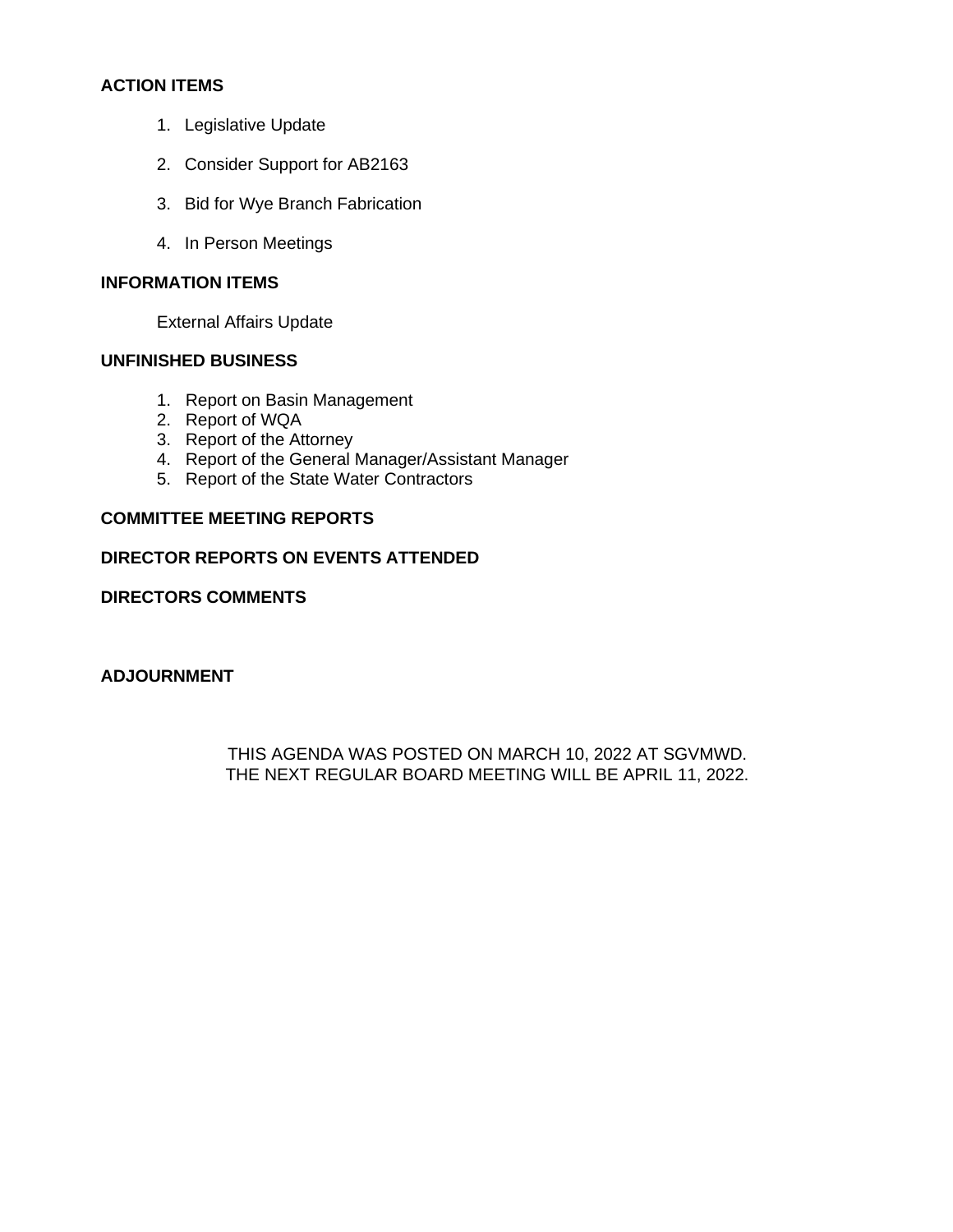## ACTION ITEMS

1. Legislative Update

2. Consider Support for AB2163

3. Bid for Wye Branch Fabrication

4. In Person Meetings

## INFORMATION ITEMS

External Affairs Update

## UNFINISHED BUSINESS

1. Report on Basin Management
2. Report of WQA
3. Report of the Attorney
4. Report of the General Manager/Assistant Manager
5. Report of the State Water Contractors

## COMMITTEE MEETING REPORTS

## DIRECTOR REPORTS ON EVENTS ATTENDED

## DIRECTORS COMMENTS

## ADJOURNMENT

THIS AGENDA WAS POSTED ON MARCH 10, 2022 AT SGVMWD.
THE NEXT REGULAR BOARD MEETING WILL BE APRIL 11, 2022.